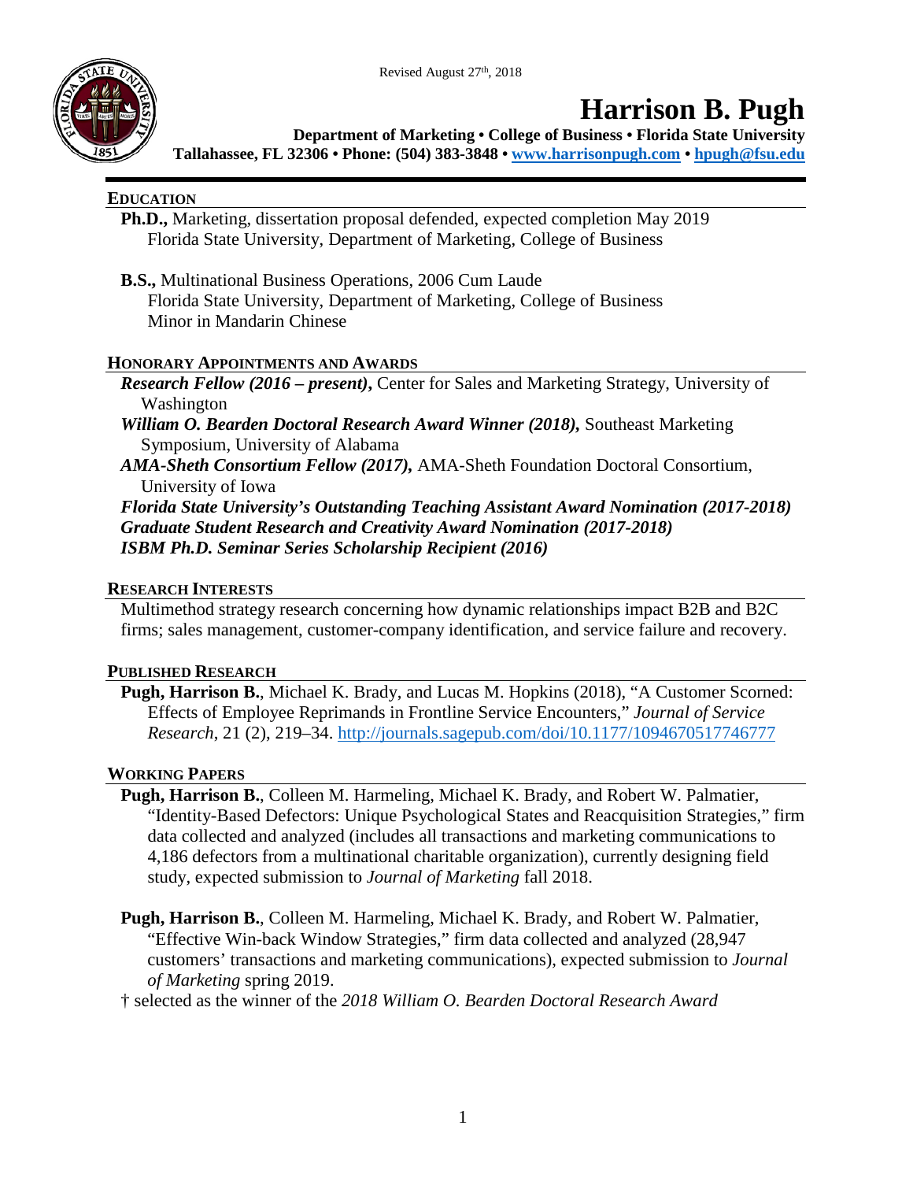Revised August 27th, 2018

# Harrison B. Pugh

**Department of Marketing • College of Business • Florida State University**
**Tallahassee, FL 32306 • Phone: (504) 383-3848 • [www.harrisonpugh.com](http://www.harrisonpugh.com) • [hpugh@fsu.edu](mailto:hpugh@fsu.edu)**

## EDUCATION

**Ph.D.,** Marketing, dissertation proposal defended, expected completion May 2019
Florida State University, Department of Marketing, College of Business

**B.S.,** Multinational Business Operations, 2006 Cum Laude
Florida State University, Department of Marketing, College of Business
Minor in Mandarin Chinese

## HONORARY APPOINTMENTS AND AWARDS

***Research Fellow (2016 – present)***, Center for Sales and Marketing Strategy, University of Washington
***William O. Bearden Doctoral Research Award Winner (2018),*** Southeast Marketing Symposium, University of Alabama
***AMA-Sheth Consortium Fellow (2017),*** AMA-Sheth Foundation Doctoral Consortium, University of Iowa
***Florida State University's Outstanding Teaching Assistant Award Nomination (2017-2018)***
***Graduate Student Research and Creativity Award Nomination (2017-2018)***
***ISBM Ph.D. Seminar Series Scholarship Recipient (2016)***

## RESEARCH INTERESTS

Multimethod strategy research concerning how dynamic relationships impact B2B and B2C firms; sales management, customer-company identification, and service failure and recovery.

## PUBLISHED RESEARCH

**Pugh, Harrison B.**, Michael K. Brady, and Lucas M. Hopkins (2018), "A Customer Scorned: Effects of Employee Reprimands in Frontline Service Encounters," *Journal of Service Research*, 21 (2), 219–34. http://journals.sagepub.com/doi/10.1177/1094670517746777

## WORKING PAPERS

**Pugh, Harrison B.**, Colleen M. Harmeling, Michael K. Brady, and Robert W. Palmatier, "Identity-Based Defectors: Unique Psychological States and Reacquisition Strategies," firm data collected and analyzed (includes all transactions and marketing communications to 4,186 defectors from a multinational charitable organization), currently designing field study, expected submission to *Journal of Marketing* fall 2018.

**Pugh, Harrison B.**, Colleen M. Harmeling, Michael K. Brady, and Robert W. Palmatier, "Effective Win-back Window Strategies," firm data collected and analyzed (28,947 customers' transactions and marketing communications), expected submission to *Journal of Marketing* spring 2019.
† selected as the winner of the *2018 William O. Bearden Doctoral Research Award*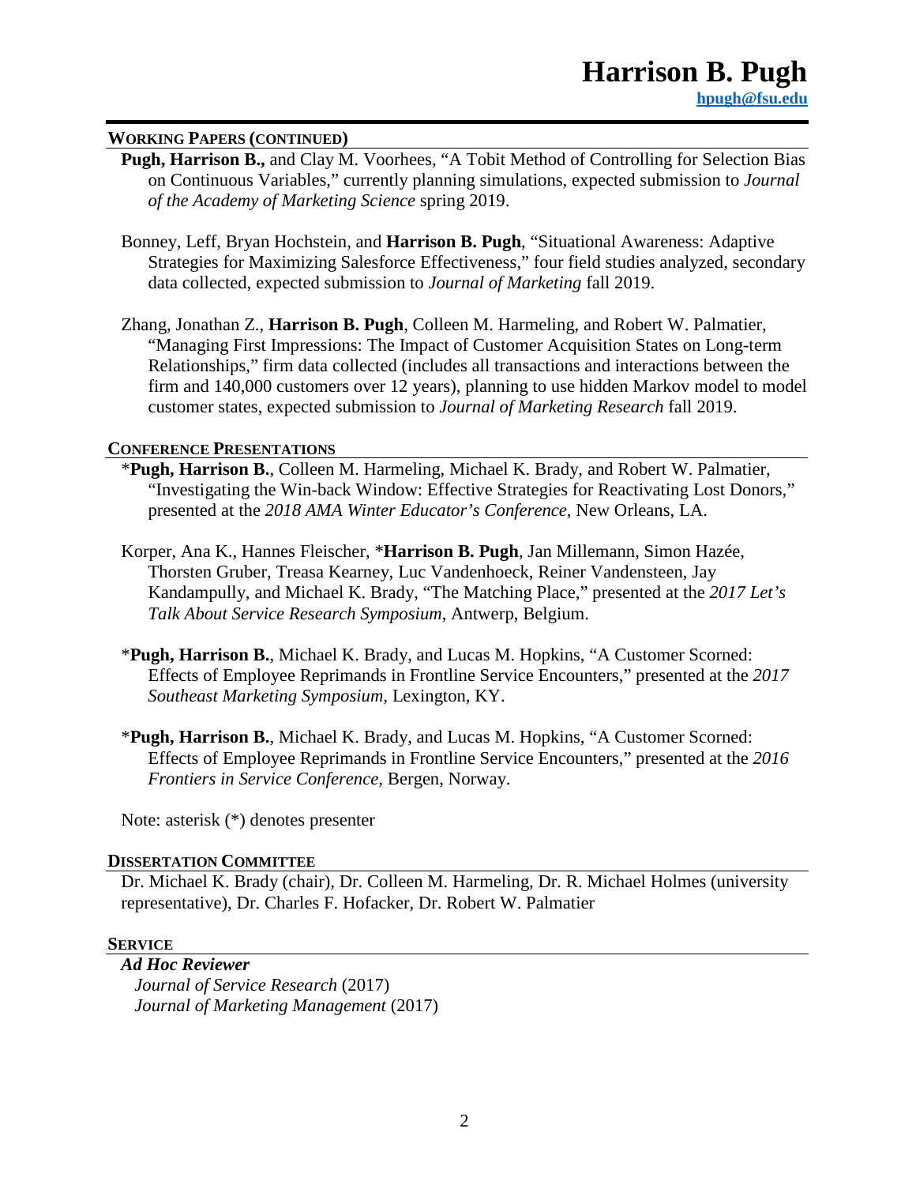## Working Papers (continued)

**Pugh, Harrison B.,** and Clay M. Voorhees, "A Tobit Method of Controlling for Selection Bias on Continuous Variables," currently planning simulations, expected submission to *Journal of the Academy of Marketing Science* spring 2019.

Bonney, Leff, Bryan Hochstein, and **Harrison B. Pugh**, "Situational Awareness: Adaptive Strategies for Maximizing Salesforce Effectiveness," four field studies analyzed, secondary data collected, expected submission to *Journal of Marketing* fall 2019.

Zhang, Jonathan Z., **Harrison B. Pugh**, Colleen M. Harmeling, and Robert W. Palmatier, "Managing First Impressions: The Impact of Customer Acquisition States on Long-term Relationships," firm data collected (includes all transactions and interactions between the firm and 140,000 customers over 12 years), planning to use hidden Markov model to model customer states, expected submission to *Journal of Marketing Research* fall 2019.

## Conference Presentations

\***Pugh, Harrison B.**, Colleen M. Harmeling, Michael K. Brady, and Robert W. Palmatier, "Investigating the Win-back Window: Effective Strategies for Reactivating Lost Donors," presented at the *2018 AMA Winter Educator's Conference*, New Orleans, LA.

Korper, Ana K., Hannes Fleischer, \***Harrison B. Pugh**, Jan Millemann, Simon Hazée, Thorsten Gruber, Treasa Kearney, Luc Vandenhoeck, Reiner Vandensteen, Jay Kandampully, and Michael K. Brady, "The Matching Place," presented at the *2017 Let's Talk About Service Research Symposium*, Antwerp, Belgium.

\***Pugh, Harrison B.**, Michael K. Brady, and Lucas M. Hopkins, "A Customer Scorned: Effects of Employee Reprimands in Frontline Service Encounters," presented at the *2017 Southeast Marketing Symposium*, Lexington, KY.

\***Pugh, Harrison B.**, Michael K. Brady, and Lucas M. Hopkins, "A Customer Scorned: Effects of Employee Reprimands in Frontline Service Encounters," presented at the *2016 Frontiers in Service Conference*, Bergen, Norway.

Note: asterisk (*) denotes presenter

## Dissertation Committee

Dr. Michael K. Brady (chair), Dr. Colleen M. Harmeling, Dr. R. Michael Holmes (university representative), Dr. Charles F. Hofacker, Dr. Robert W. Palmatier

## Service

***Ad Hoc Reviewer***

*Journal of Service Research* (2017)
*Journal of Marketing Management* (2017)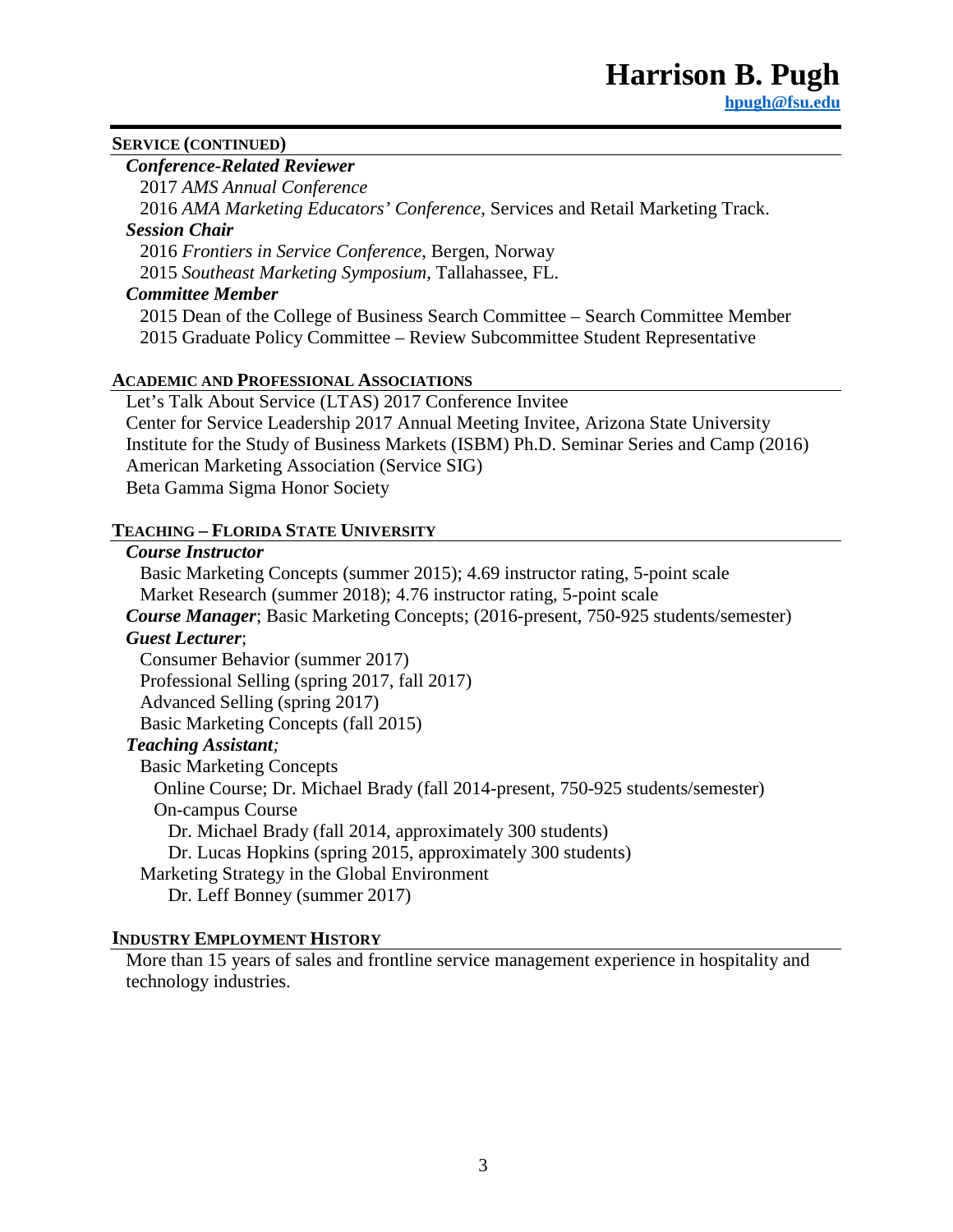# Harrison B. Pugh

hpugh@fsu.edu

## SERVICE (CONTINUED)

### *Conference-Related Reviewer*

2017 *AMS Annual Conference*

2016 *AMA Marketing Educators' Conference*, Services and Retail Marketing Track.

### *Session Chair*

2016 *Frontiers in Service Conference*, Bergen, Norway

2015 *Southeast Marketing Symposium*, Tallahassee, FL.

### *Committee Member*

2015 Dean of the College of Business Search Committee – Search Committee Member

2015 Graduate Policy Committee – Review Subcommittee Student Representative

## ACADEMIC AND PROFESSIONAL ASSOCIATIONS

Let's Talk About Service (LTAS) 2017 Conference Invitee

Center for Service Leadership 2017 Annual Meeting Invitee, Arizona State University

Institute for the Study of Business Markets (ISBM) Ph.D. Seminar Series and Camp (2016)

American Marketing Association (Service SIG)

Beta Gamma Sigma Honor Society

## TEACHING – FLORIDA STATE UNIVERSITY

### *Course Instructor*

Basic Marketing Concepts (summer 2015); 4.69 instructor rating, 5-point scale

Market Research (summer 2018); 4.76 instructor rating, 5-point scale

***Course Manager***; Basic Marketing Concepts; (2016-present, 750-925 students/semester)

### *Guest Lecturer*;

Consumer Behavior (summer 2017)

Professional Selling (spring 2017, fall 2017)

Advanced Selling (spring 2017)

Basic Marketing Concepts (fall 2015)

### *Teaching Assistant;*

Basic Marketing Concepts

- Online Course; Dr. Michael Brady (fall 2014-present, 750-925 students/semester)
- On-campus Course
  - Dr. Michael Brady (fall 2014, approximately 300 students)
  - Dr. Lucas Hopkins (spring 2015, approximately 300 students)

Marketing Strategy in the Global Environment

- Dr. Leff Bonney (summer 2017)

## INDUSTRY EMPLOYMENT HISTORY

More than 15 years of sales and frontline service management experience in hospitality and technology industries.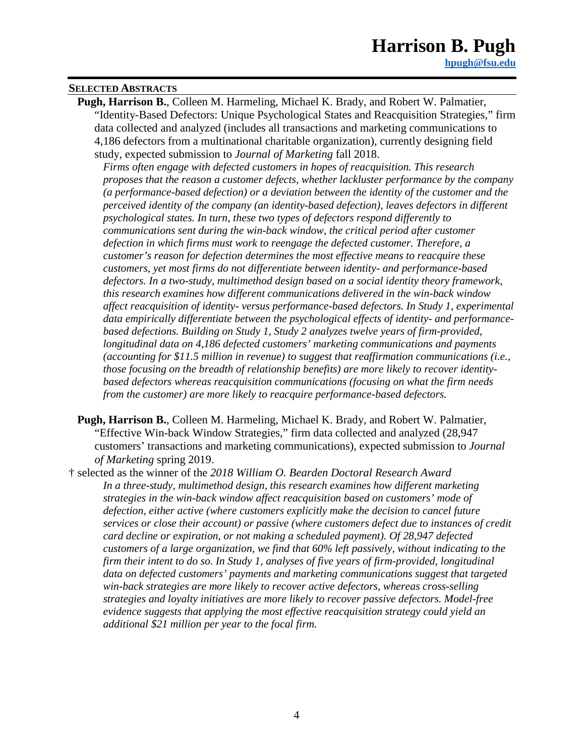**Selected Abstracts**

**Pugh, Harrison B.**, Colleen M. Harmeling, Michael K. Brady, and Robert W. Palmatier, "Identity-Based Defectors: Unique Psychological States and Reacquisition Strategies," firm data collected and analyzed (includes all transactions and marketing communications to 4,186 defectors from a multinational charitable organization), currently designing field study, expected submission to *Journal of Marketing* fall 2018.

*Firms often engage with defected customers in hopes of reacquisition. This research proposes that the reason a customer defects, whether lackluster performance by the company (a performance-based defection) or a deviation between the identity of the customer and the perceived identity of the company (an identity-based defection), leaves defectors in different psychological states. In turn, these two types of defectors respond differently to communications sent during the win-back window, the critical period after customer defection in which firms must work to reengage the defected customer. Therefore, a customer's reason for defection determines the most effective means to reacquire these customers, yet most firms do not differentiate between identity- and performance-based defectors. In a two-study, multimethod design based on a social identity theory framework, this research examines how different communications delivered in the win-back window affect reacquisition of identity- versus performance-based defectors. In Study 1, experimental data empirically differentiate between the psychological effects of identity- and performance-based defections. Building on Study 1, Study 2 analyzes twelve years of firm-provided, longitudinal data on 4,186 defected customers' marketing communications and payments (accounting for $11.5 million in revenue) to suggest that reaffirmation communications (i.e., those focusing on the breadth of relationship benefits) are more likely to recover identity-based defectors whereas reacquisition communications (focusing on what the firm needs from the customer) are more likely to reacquire performance-based defectors.*

**Pugh, Harrison B.**, Colleen M. Harmeling, Michael K. Brady, and Robert W. Palmatier, "Effective Win-back Window Strategies," firm data collected and analyzed (28,947 customers' transactions and marketing communications), expected submission to *Journal of Marketing* spring 2019.

† selected as the winner of the *2018 William O. Bearden Doctoral Research Award*

*In a three-study, multimethod design, this research examines how different marketing strategies in the win-back window affect reacquisition based on customers' mode of defection, either active (where customers explicitly make the decision to cancel future services or close their account) or passive (where customers defect due to instances of credit card decline or expiration, or not making a scheduled payment). Of 28,947 defected customers of a large organization, we find that 60% left passively, without indicating to the firm their intent to do so. In Study 1, analyses of five years of firm-provided, longitudinal data on defected customers' payments and marketing communications suggest that targeted win-back strategies are more likely to recover active defectors, whereas cross-selling strategies and loyalty initiatives are more likely to recover passive defectors. Model-free evidence suggests that applying the most effective reacquisition strategy could yield an additional $21 million per year to the focal firm.*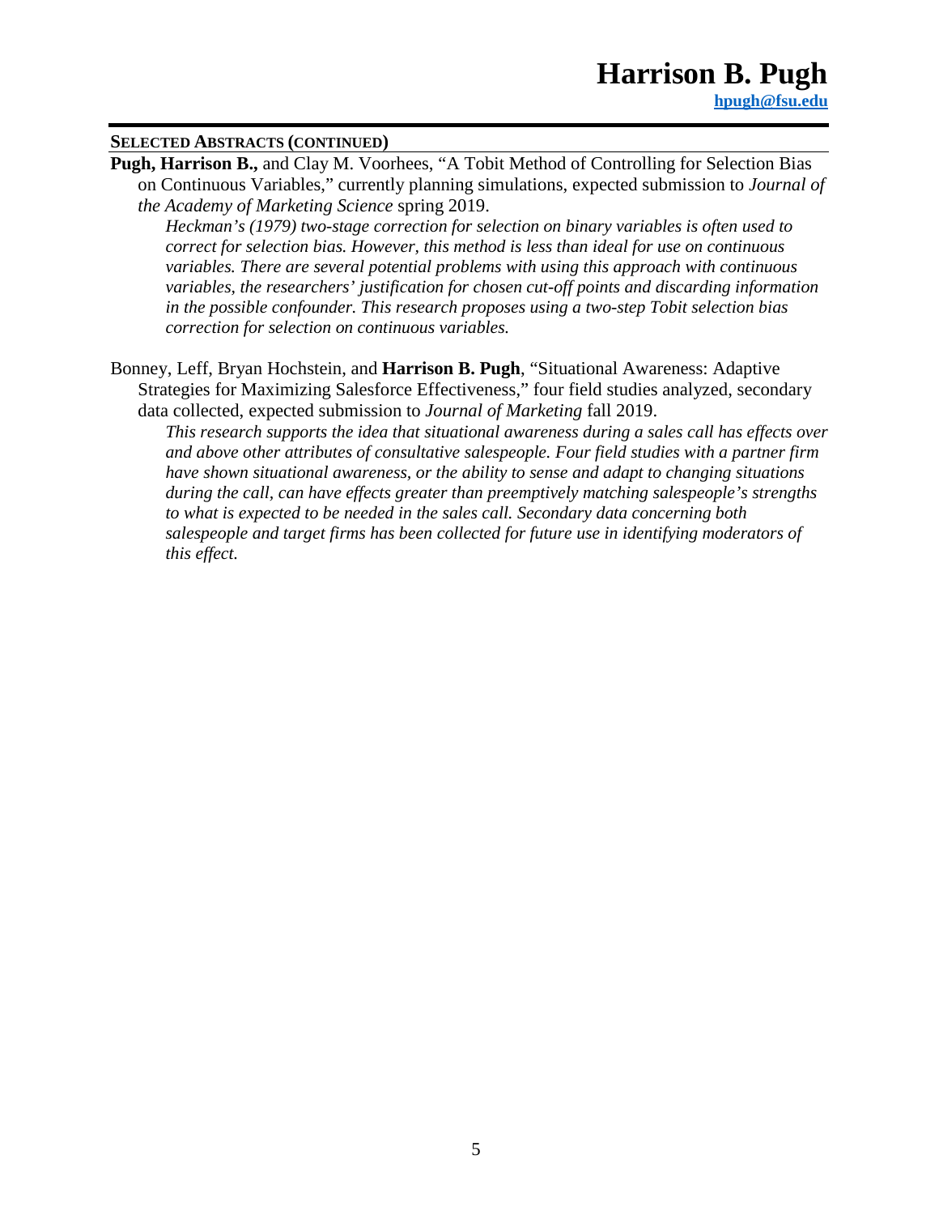## SELECTED ABSTRACTS (CONTINUED)

**Pugh, Harrison B.,** and Clay M. Voorhees, "A Tobit Method of Controlling for Selection Bias on Continuous Variables," currently planning simulations, expected submission to *Journal of the Academy of Marketing Science* spring 2019.

*Heckman's (1979) two-stage correction for selection on binary variables is often used to correct for selection bias. However, this method is less than ideal for use on continuous variables. There are several potential problems with using this approach with continuous variables, the researchers' justification for chosen cut-off points and discarding information in the possible confounder. This research proposes using a two-step Tobit selection bias correction for selection on continuous variables.*

Bonney, Leff, Bryan Hochstein, and **Harrison B. Pugh**, "Situational Awareness: Adaptive Strategies for Maximizing Salesforce Effectiveness," four field studies analyzed, secondary data collected, expected submission to *Journal of Marketing* fall 2019.

*This research supports the idea that situational awareness during a sales call has effects over and above other attributes of consultative salespeople. Four field studies with a partner firm have shown situational awareness, or the ability to sense and adapt to changing situations during the call, can have effects greater than preemptively matching salespeople's strengths to what is expected to be needed in the sales call. Secondary data concerning both salespeople and target firms has been collected for future use in identifying moderators of this effect.*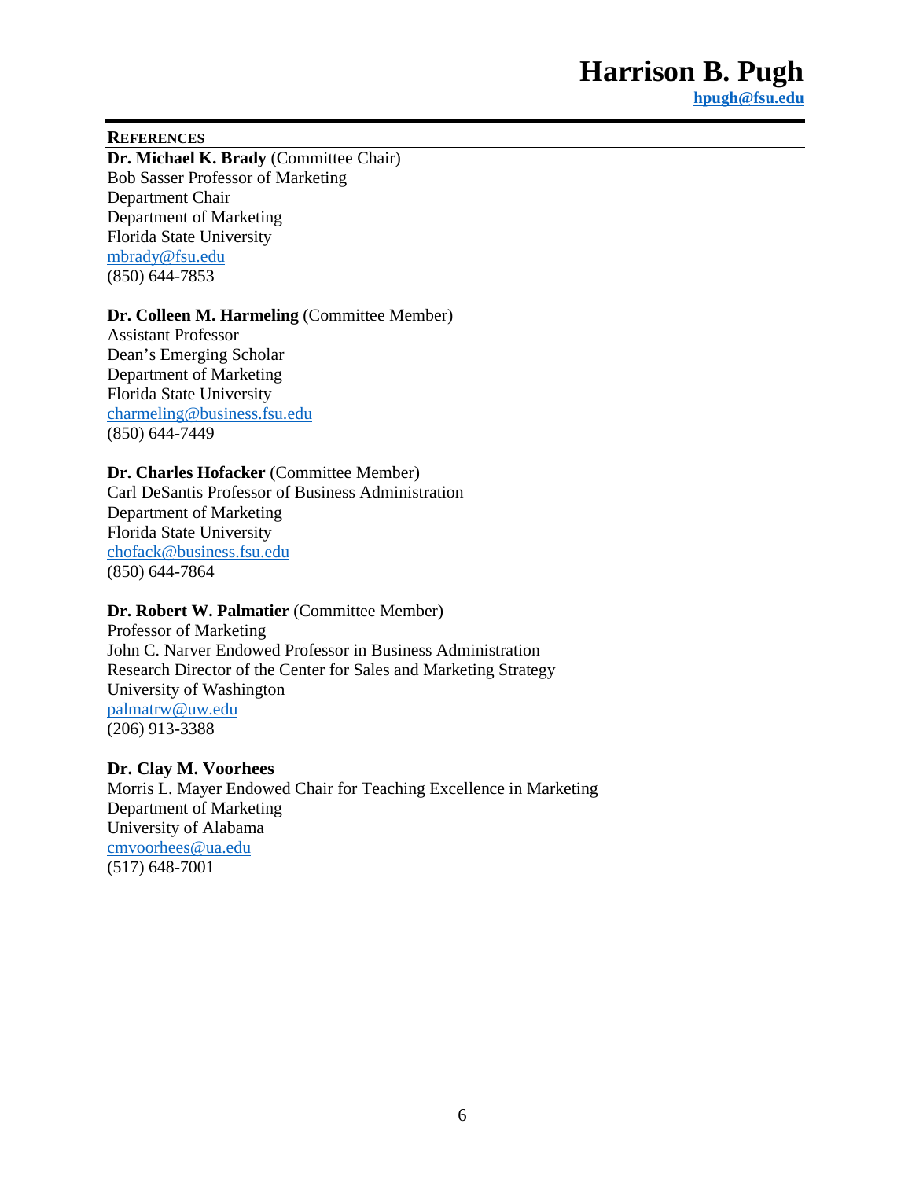## REFERENCES

**Dr. Michael K. Brady** (Committee Chair)
Bob Sasser Professor of Marketing
Department Chair
Department of Marketing
Florida State University
mbrady@fsu.edu
(850) 644-7853

**Dr. Colleen M. Harmeling** (Committee Member)
Assistant Professor
Dean's Emerging Scholar
Department of Marketing
Florida State University
charmeling@business.fsu.edu
(850) 644-7449

**Dr. Charles Hofacker** (Committee Member)
Carl DeSantis Professor of Business Administration
Department of Marketing
Florida State University
chofack@business.fsu.edu
(850) 644-7864

**Dr. Robert W. Palmatier** (Committee Member)
Professor of Marketing
John C. Narver Endowed Professor in Business Administration
Research Director of the Center for Sales and Marketing Strategy
University of Washington
palmatrw@uw.edu
(206) 913-3388

**Dr. Clay M. Voorhees**
Morris L. Mayer Endowed Chair for Teaching Excellence in Marketing
Department of Marketing
University of Alabama
cmvoorhees@ua.edu
(517) 648-7001